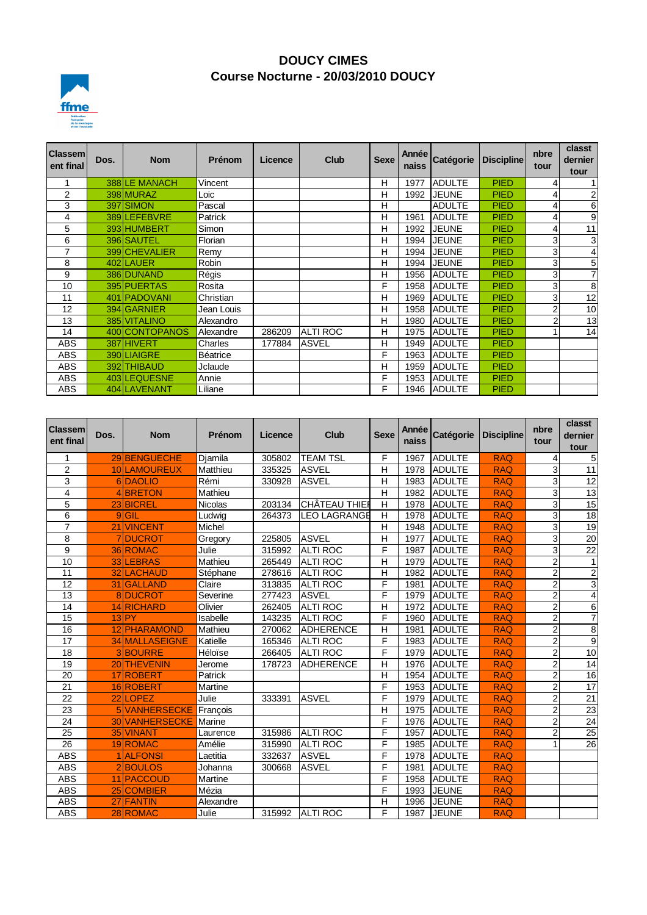# DOUCY CIMES

## Course Nocturne - 20/03/2010 DOUCY

| Classement final | Dos. | Nom | Prénom | Licence | Club | Sexe | Année naiss | Catégorie | Discipline | nbre tour | classt dernier tour |
|---|---|---|---|---|---|---|---|---|---|---|---|
| 1 | 388 | LE MANACH | Vincent | | | H | 1977 | ADULTE | PIED | 4 | 1 |
| 2 | 398 | MURAZ | Loic | | | H | 1992 | JEUNE | PIED | 4 | 2 |
| 3 | 397 | SIMON | Pascal | | | H | | ADULTE | PIED | 4 | 6 |
| 4 | 389 | LEFEBVRE | Patrick | | | H | 1961 | ADULTE | PIED | 4 | 9 |
| 5 | 393 | HUMBERT | Simon | | | H | 1992 | JEUNE | PIED | 4 | 11 |
| 6 | 396 | SAUTEL | Florian | | | H | 1994 | JEUNE | PIED | 3 | 3 |
| 7 | 399 | CHEVALIER | Remy | | | H | 1994 | JEUNE | PIED | 3 | 4 |
| 8 | 402 | LAUER | Robin | | | H | 1994 | JEUNE | PIED | 3 | 5 |
| 9 | 386 | DUNAND | Régis | | | H | 1956 | ADULTE | PIED | 3 | 7 |
| 10 | 395 | PUERTAS | Rosita | | | F | 1958 | ADULTE | PIED | 3 | 8 |
| 11 | 401 | PADOVANI | Christian | | | H | 1969 | ADULTE | PIED | 3 | 12 |
| 12 | 394 | GARNIER | Jean Louis | | | H | 1958 | ADULTE | PIED | 2 | 10 |
| 13 | 385 | VITALINO | Alexandro | | | H | 1980 | ADULTE | PIED | 2 | 13 |
| 14 | 400 | CONTOPANOS | Alexandre | 286209 | ALTI ROC | H | 1975 | ADULTE | PIED | 1 | 14 |
| ABS | 387 | HIVERT | Charles | 177884 | ASVEL | H | 1949 | ADULTE | PIED | | |
| ABS | 390 | LIAIGRE | Béatrice | | | F | 1963 | ADULTE | PIED | | |
| ABS | 392 | THIBAUD | Jclaude | | | H | 1959 | ADULTE | PIED | | |
| ABS | 403 | LEQUESNE | Annie | | | F | 1953 | ADULTE | PIED | | |
| ABS | 404 | LAVENANT | Liliane | | | F | 1946 | ADULTE | PIED | | |

| Classement final | Dos. | Nom | Prénom | Licence | Club | Sexe | Année naiss | Catégorie | Discipline | nbre tour | classt dernier tour |
|---|---|---|---|---|---|---|---|---|---|---|---|
| 1 | 29 | BENGUECHE | Djamila | 305802 | TEAM TSL | F | 1967 | ADULTE | RAQ | 4 | 5 |
| 2 | 10 | LAMOUREUX | Matthieu | 335325 | ASVEL | H | 1978 | ADULTE | RAQ | 3 | 11 |
| 3 | 6 | DAOLIO | Rémi | 330928 | ASVEL | H | 1983 | ADULTE | RAQ | 3 | 12 |
| 4 | 4 | BRETON | Mathieu | | | H | 1982 | ADULTE | RAQ | 3 | 13 |
| 5 | 23 | BICREL | Nicolas | 203134 | CHÂTEAU THIEI | H | 1978 | ADULTE | RAQ | 3 | 15 |
| 6 | 9 | GIL | Ludwig | 264373 | LEO LAGRANGE | H | 1978 | ADULTE | RAQ | 3 | 18 |
| 7 | 21 | VINCENT | Michel | | | H | 1948 | ADULTE | RAQ | 3 | 19 |
| 8 | 7 | DUCROT | Gregory | 225805 | ASVEL | H | 1977 | ADULTE | RAQ | 3 | 20 |
| 9 | 36 | ROMAC | Julie | 315992 | ALTI ROC | F | 1987 | ADULTE | RAQ | 3 | 22 |
| 10 | 33 | LEBRAS | Mathieu | 265449 | ALTI ROC | H | 1979 | ADULTE | RAQ | 2 | 1 |
| 11 | 32 | LACHAUD | Stéphane | 278616 | ALTI ROC | H | 1982 | ADULTE | RAQ | 2 | 2 |
| 12 | 31 | GALLAND | Claire | 313835 | ALTI ROC | F | 1981 | ADULTE | RAQ | 2 | 3 |
| 13 | 8 | DUCROT | Severine | 277423 | ASVEL | F | 1979 | ADULTE | RAQ | 2 | 4 |
| 14 | 14 | RICHARD | Olivier | 262405 | ALTI ROC | H | 1972 | ADULTE | RAQ | 2 | 6 |
| 15 | 13 | PY | Isabelle | 143235 | ALTI ROC | F | 1960 | ADULTE | RAQ | 2 | 7 |
| 16 | 12 | PHARAMOND | Mathieu | 270062 | ADHERENCE | H | 1981 | ADULTE | RAQ | 2 | 8 |
| 17 | 34 | MALLASEIGNE | Katielle | 165346 | ALTI ROC | F | 1983 | ADULTE | RAQ | 2 | 9 |
| 18 | 3 | BOURRE | Héloïse | 266405 | ALTI ROC | F | 1979 | ADULTE | RAQ | 2 | 10 |
| 19 | 20 | THEVENIN | Jerome | 178723 | ADHERENCE | H | 1976 | ADULTE | RAQ | 2 | 14 |
| 20 | 17 | ROBERT | Patrick | | | H | 1954 | ADULTE | RAQ | 2 | 16 |
| 21 | 16 | ROBERT | Martine | | | F | 1953 | ADULTE | RAQ | 2 | 17 |
| 22 | 22 | LOPEZ | Julie | 333391 | ASVEL | F | 1979 | ADULTE | RAQ | 2 | 21 |
| 23 | 5 | VANHERSECKE | François | | | H | 1975 | ADULTE | RAQ | 2 | 23 |
| 24 | 30 | VANHERSECKE | Marine | | | F | 1976 | ADULTE | RAQ | 2 | 24 |
| 25 | 35 | VINANT | Laurence | 315986 | ALTI ROC | F | 1957 | ADULTE | RAQ | 2 | 25 |
| 26 | 19 | ROMAC | Amélie | 315990 | ALTI ROC | F | 1985 | ADULTE | RAQ | 1 | 26 |
| ABS | 1 | ALFONSI | Laetitia | 332637 | ASVEL | F | 1978 | ADULTE | RAQ | | |
| ABS | 2 | BOULOS | Johanna | 300668 | ASVEL | F | 1981 | ADULTE | RAQ | | |
| ABS | 11 | PACCOUD | Martine | | | F | 1958 | ADULTE | RAQ | | |
| ABS | 25 | COMBIER | Mézia | | | F | 1993 | JEUNE | RAQ | | |
| ABS | 27 | FANTIN | Alexandre | | | H | 1996 | JEUNE | RAQ | | |
| ABS | 28 | ROMAC | Julie | 315992 | ALTI ROC | F | 1987 | JEUNE | RAQ | | |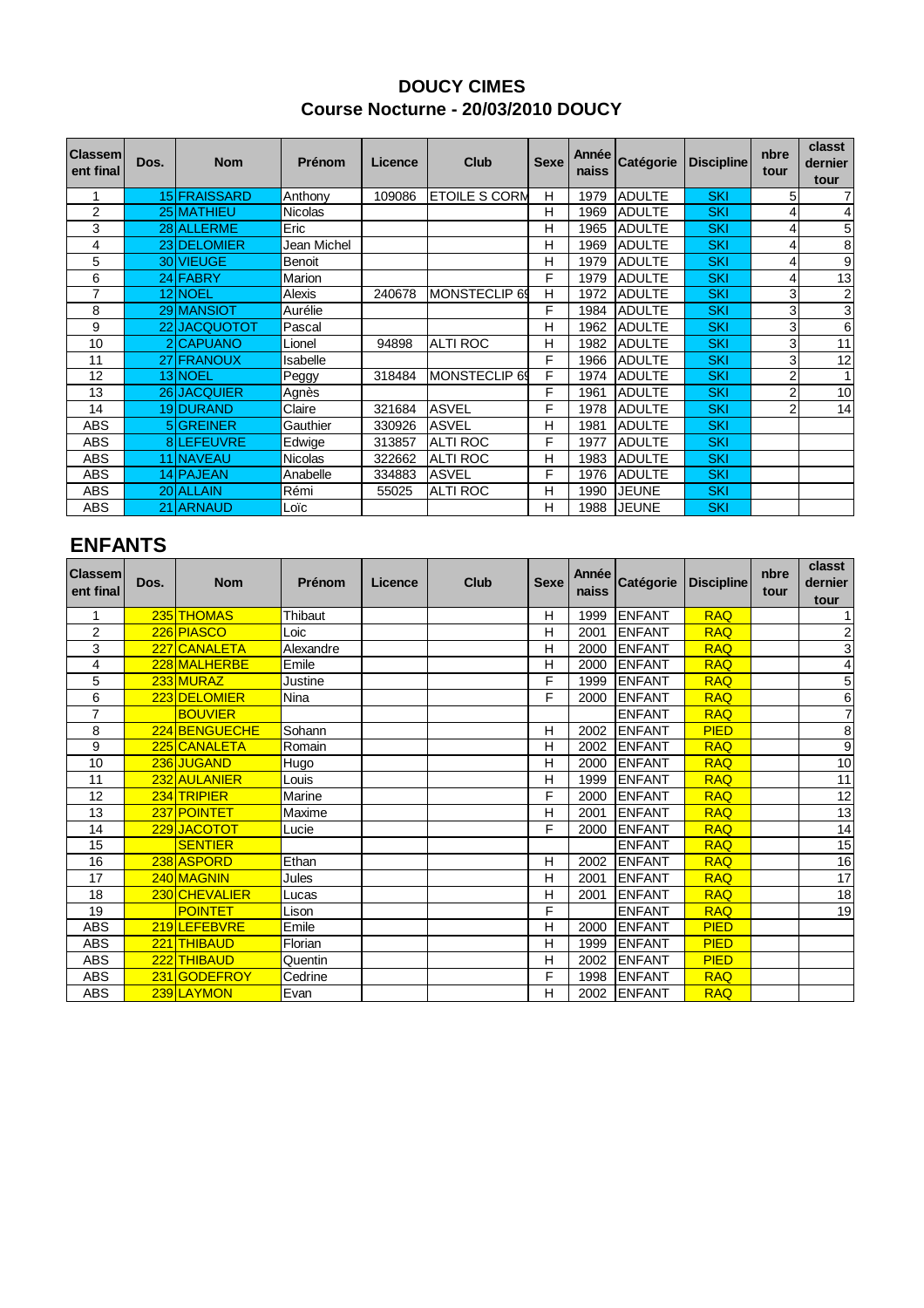# DOUCY CIMES

## Course Nocturne - 20/03/2010 DOUCY

| Classement final | Dos. | Nom | Prénom | Licence | Club | Sexe | Année naiss | Catégorie | Discipline | nbre tour | classt dernier tour |
|---|---|---|---|---|---|---|---|---|---|---|---|
| 1 | 15 | FRAISSARD | Anthony | 109086 | ETOILE S CORM | H | 1979 | ADULTE | SKI | 5 | 7 |
| 2 | 25 | MATHIEU | Nicolas | | | H | 1969 | ADULTE | SKI | 4 | 4 |
| 3 | 28 | ALLERME | Eric | | | H | 1965 | ADULTE | SKI | 4 | 5 |
| 4 | 23 | DELOMIER | Jean Michel | | | H | 1969 | ADULTE | SKI | 4 | 8 |
| 5 | 30 | VIEUGE | Benoit | | | H | 1979 | ADULTE | SKI | 4 | 9 |
| 6 | 24 | FABRY | Marion | | | F | 1979 | ADULTE | SKI | 4 | 13 |
| 7 | 12 | NOEL | Alexis | 240678 | MONSTECLIP 69 | H | 1972 | ADULTE | SKI | 3 | 2 |
| 8 | 29 | MANSIOT | Aurélie | | | F | 1984 | ADULTE | SKI | 3 | 3 |
| 9 | 22 | JACQUOTOT | Pascal | | | H | 1962 | ADULTE | SKI | 3 | 6 |
| 10 | 2 | CAPUANO | Lionel | 94898 | ALTI ROC | H | 1982 | ADULTE | SKI | 3 | 11 |
| 11 | 27 | FRANOUX | Isabelle | | | F | 1966 | ADULTE | SKI | 3 | 12 |
| 12 | 13 | NOEL | Peggy | 318484 | MONSTECLIP 69 | F | 1974 | ADULTE | SKI | 2 | 1 |
| 13 | 26 | JACQUIER | Agnès | | | F | 1961 | ADULTE | SKI | 2 | 10 |
| 14 | 19 | DURAND | Claire | 321684 | ASVEL | F | 1978 | ADULTE | SKI | 2 | 14 |
| ABS | 5 | GREINER | Gauthier | 330926 | ASVEL | H | 1981 | ADULTE | SKI | | |
| ABS | 8 | LEFEUVRE | Edwige | 313857 | ALTI ROC | F | 1977 | ADULTE | SKI | | |
| ABS | 11 | NAVEAU | Nicolas | 322662 | ALTI ROC | H | 1983 | ADULTE | SKI | | |
| ABS | 14 | PAJEAN | Anabelle | 334883 | ASVEL | F | 1976 | ADULTE | SKI | | |
| ABS | 20 | ALLAIN | Rémi | 55025 | ALTI ROC | H | 1990 | JEUNE | SKI | | |
| ABS | 21 | ARNAUD | Loïc | | | H | 1988 | JEUNE | SKI | | |

## ENFANTS

| Classement final | Dos. | Nom | Prénom | Licence | Club | Sexe | Année naiss | Catégorie | Discipline | nbre tour | classt dernier tour |
|---|---|---|---|---|---|---|---|---|---|---|---|
| 1 | 235 | THOMAS | Thibaut | | | H | 1999 | ENFANT | RAQ | | 1 |
| 2 | 226 | PIASCO | Loic | | | H | 2001 | ENFANT | RAQ | | 2 |
| 3 | 227 | CANALETA | Alexandre | | | H | 2000 | ENFANT | RAQ | | 3 |
| 4 | 228 | MALHERBE | Emile | | | H | 2000 | ENFANT | RAQ | | 4 |
| 5 | 233 | MURAZ | Justine | | | F | 1999 | ENFANT | RAQ | | 5 |
| 6 | 223 | DELOMIER | Nina | | | F | 2000 | ENFANT | RAQ | | 6 |
| 7 | | BOUVIER | | | | | | ENFANT | RAQ | | 7 |
| 8 | 224 | BENGUECHE | Sohann | | | H | 2002 | ENFANT | PIED | | 8 |
| 9 | 225 | CANALETA | Romain | | | H | 2002 | ENFANT | RAQ | | 9 |
| 10 | 236 | JUGAND | Hugo | | | H | 2000 | ENFANT | RAQ | | 10 |
| 11 | 232 | AULANIER | Louis | | | H | 1999 | ENFANT | RAQ | | 11 |
| 12 | 234 | TRIPIER | Marine | | | F | 2000 | ENFANT | RAQ | | 12 |
| 13 | 237 | POINTET | Maxime | | | H | 2001 | ENFANT | RAQ | | 13 |
| 14 | 229 | JACOTOT | Lucie | | | F | 2000 | ENFANT | RAQ | | 14 |
| 15 | | SENTIER | | | | | | ENFANT | RAQ | | 15 |
| 16 | 238 | ASPORD | Ethan | | | H | 2002 | ENFANT | RAQ | | 16 |
| 17 | 240 | MAGNIN | Jules | | | H | 2001 | ENFANT | RAQ | | 17 |
| 18 | 230 | CHEVALIER | Lucas | | | H | 2001 | ENFANT | RAQ | | 18 |
| 19 | | POINTET | Lison | | | F | | ENFANT | RAQ | | 19 |
| ABS | 219 | LEFEBVRE | Emile | | | H | 2000 | ENFANT | PIED | | |
| ABS | 221 | THIBAUD | Florian | | | H | 1999 | ENFANT | PIED | | |
| ABS | 222 | THIBAUD | Quentin | | | H | 2002 | ENFANT | PIED | | |
| ABS | 231 | GODEFROY | Cedrine | | | F | 1998 | ENFANT | RAQ | | |
| ABS | 239 | LAYMON | Evan | | | H | 2002 | ENFANT | RAQ | | |